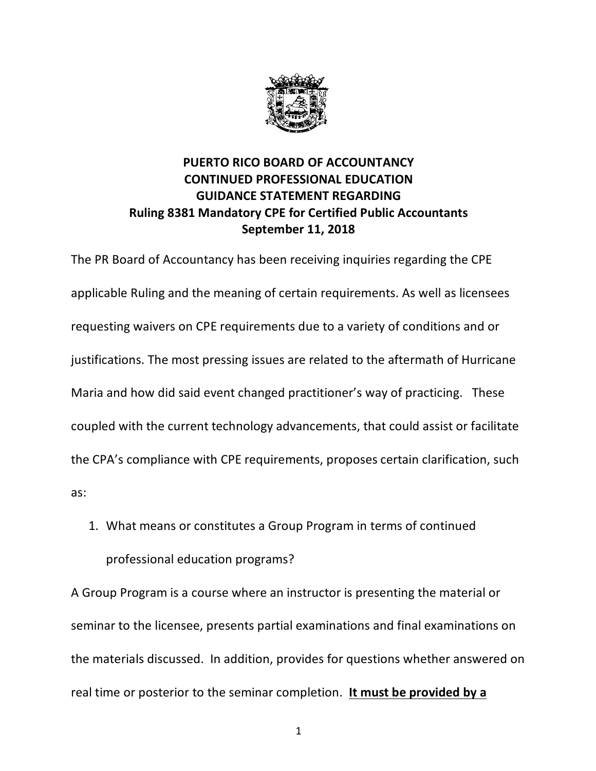# PUERTO RICO BOARD OF ACCOUNTANCY
# CONTINUED PROFESSIONAL EDUCATION
# GUIDANCE STATEMENT REGARDING
# Ruling 8381 Mandatory CPE for Certified Public Accountants
# September 11, 2018

The PR Board of Accountancy has been receiving inquiries regarding the CPE applicable Ruling and the meaning of certain requirements. As well as licensees requesting waivers on CPE requirements due to a variety of conditions and or justifications. The most pressing issues are related to the aftermath of Hurricane Maria and how did said event changed practitioner's way of practicing. These coupled with the current technology advancements, that could assist or facilitate the CPA's compliance with CPE requirements, proposes certain clarification, such as:

1. What means or constitutes a Group Program in terms of continued professional education programs?

A Group Program is a course where an instructor is presenting the material or seminar to the licensee, presents partial examinations and final examinations on the materials discussed. In addition, provides for questions whether answered on real time or posterior to the seminar completion. **<u>It must be provided by a</u>**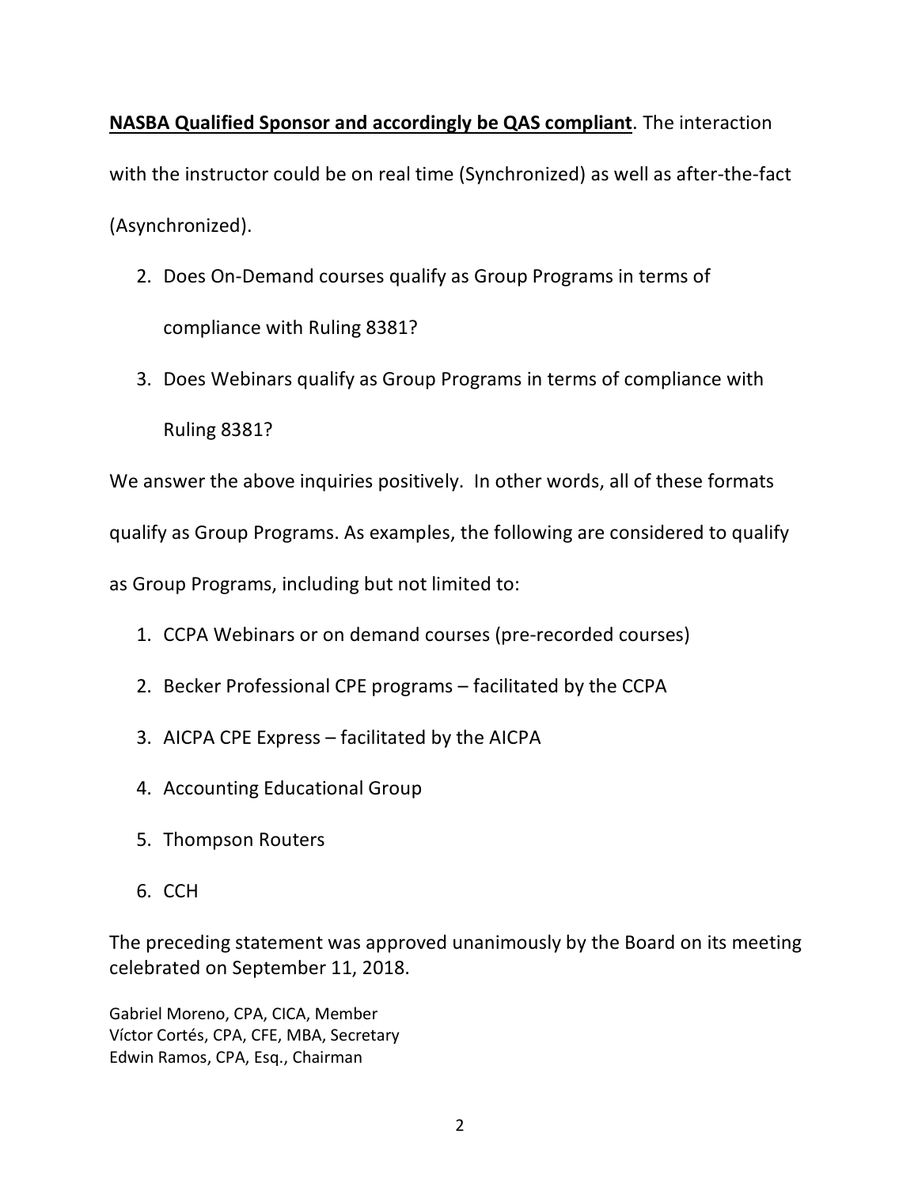**NASBA Qualified Sponsor and accordingly be QAS compliant**. The interaction with the instructor could be on real time (Synchronized) as well as after-the-fact (Asynchronized).

2. Does On-Demand courses qualify as Group Programs in terms of compliance with Ruling 8381?
3. Does Webinars qualify as Group Programs in terms of compliance with Ruling 8381?

We answer the above inquiries positively. In other words, all of these formats qualify as Group Programs. As examples, the following are considered to qualify as Group Programs, including but not limited to:

1. CCPA Webinars or on demand courses (pre-recorded courses)
2. Becker Professional CPE programs – facilitated by the CCPA
3. AICPA CPE Express – facilitated by the AICPA
4. Accounting Educational Group
5. Thompson Routers
6. CCH

The preceding statement was approved unanimously by the Board on its meeting celebrated on September 11, 2018.

Gabriel Moreno, CPA, CICA, Member
Víctor Cortés, CPA, CFE, MBA, Secretary
Edwin Ramos, CPA, Esq., Chairman